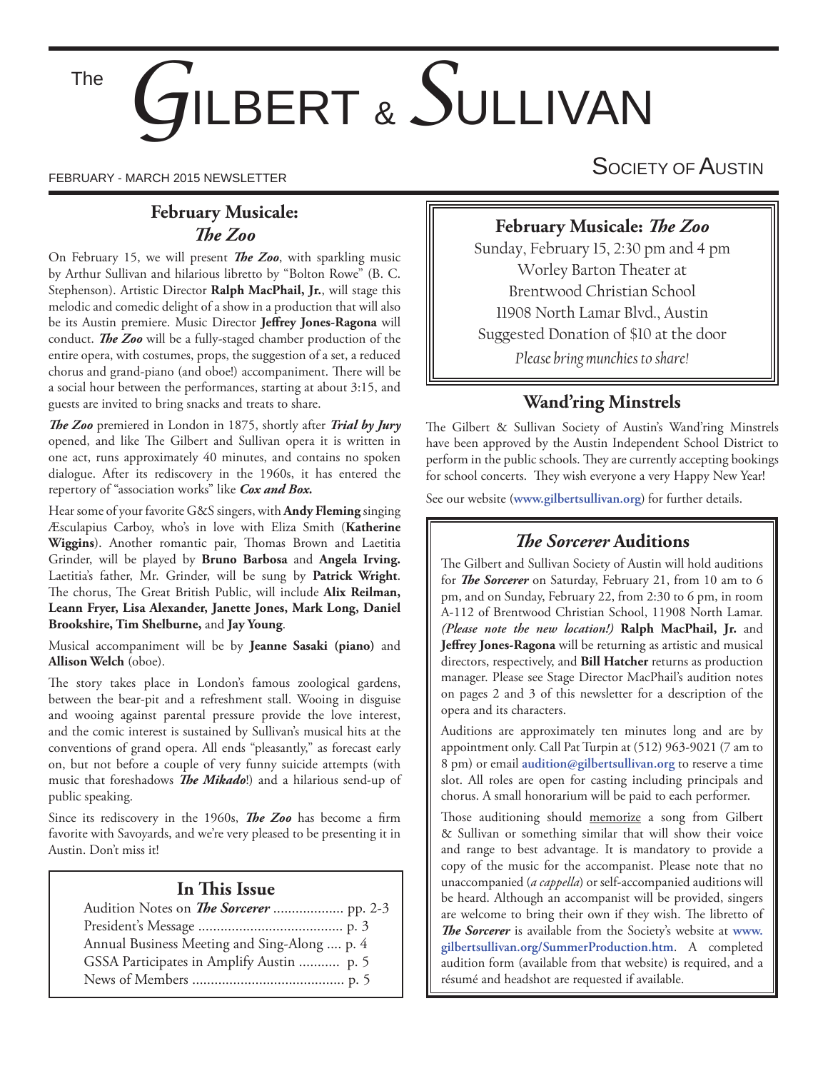# The Gilbert & Sullivan Society of Austin

FEBRUARY - MARCH 2015 NEWSLETTER

## February Musicale: *The Zoo*

On February 15, we will present ***The Zoo***, with sparkling music by Arthur Sullivan and hilarious libretto by "Bolton Rowe" (B. C. Stephenson). Artistic Director **Ralph MacPhail, Jr.**, will stage this melodic and comedic delight of a show in a production that will also be its Austin premiere. Music Director **Jeffrey Jones-Ragona** will conduct. ***The Zoo*** will be a fully-staged chamber production of the entire opera, with costumes, props, the suggestion of a set, a reduced chorus and grand-piano (and oboe!) accompaniment. There will be a social hour between the performances, starting at about 3:15, and guests are invited to bring snacks and treats to share.

***The Zoo*** premiered in London in 1875, shortly after ***Trial by Jury*** opened, and like The Gilbert and Sullivan opera it is written in one act, runs approximately 40 minutes, and contains no spoken dialogue. After its rediscovery in the 1960s, it has entered the repertory of "association works" like ***Cox and Box.***

Hear some of your favorite G&S singers, with **Andy Fleming** singing Æsculapius Carboy, who's in love with Eliza Smith (**Katherine Wiggins**). Another romantic pair, Thomas Brown and Laetitia Grinder, will be played by **Bruno Barbosa** and **Angela Irving.** Laetitia's father, Mr. Grinder, will be sung by **Patrick Wright**. The chorus, The Great British Public, will include **Alix Reilman, Leann Fryer, Lisa Alexander, Janette Jones, Mark Long, Daniel Brookshire, Tim Shelburne,** and **Jay Young**.

Musical accompaniment will be by **Jeanne Sasaki (piano)** and **Allison Welch** (oboe).

The story takes place in London's famous zoological gardens, between the bear-pit and a refreshment stall. Wooing in disguise and wooing against parental pressure provide the love interest, and the comic interest is sustained by Sullivan's musical hits at the conventions of grand opera. All ends "pleasantly," as forecast early on, but not before a couple of very funny suicide attempts (with music that foreshadows ***The Mikado***!) and a hilarious send-up of public speaking.

Since its rediscovery in the 1960s, ***The Zoo*** has become a firm favorite with Savoyards, and we're very pleased to be presenting it in Austin. Don't miss it!

### In This Issue

Audition Notes on ***The Sorcerer*** .................. pp. 2-3
President's Message ....................................... p. 3
Annual Business Meeting and Sing-Along .... p. 4
GSSA Participates in Amplify Austin ........... p. 5
News of Members ......................................... p. 5

### February Musicale: *The Zoo*

Sunday, February 15, 2:30 pm and 4 pm
Worley Barton Theater at
Brentwood Christian School
11908 North Lamar Blvd., Austin
Suggested Donation of $10 at the door
*Please bring munchies to share!*

## Wand'ring Minstrels

The Gilbert & Sullivan Society of Austin's Wand'ring Minstrels have been approved by the Austin Independent School District to perform in the public schools. They are currently accepting bookings for school concerts. They wish everyone a very Happy New Year!

See our website (**www.gilbertsullivan.org**) for further details.

## *The Sorcerer* Auditions

The Gilbert and Sullivan Society of Austin will hold auditions for ***The Sorcerer*** on Saturday, February 21, from 10 am to 6 pm, and on Sunday, February 22, from 2:30 to 6 pm, in room A-112 of Brentwood Christian School, 11908 North Lamar. *(Please note the new location!)* **Ralph MacPhail, Jr.** and **Jeffrey Jones-Ragona** will be returning as artistic and musical directors, respectively, and **Bill Hatcher** returns as production manager. Please see Stage Director MacPhail's audition notes on pages 2 and 3 of this newsletter for a description of the opera and its characters.

Auditions are approximately ten minutes long and are by appointment only. Call Pat Turpin at (512) 963-9021 (7 am to 8 pm) or email **audition@gilbertsullivan.org** to reserve a time slot. All roles are open for casting including principals and chorus. A small honorarium will be paid to each performer.

Those auditioning should memorize a song from Gilbert & Sullivan or something similar that will show their voice and range to best advantage. It is mandatory to provide a copy of the music for the accompanist. Please note that no unaccompanied (*a cappella*) or self-accompanied auditions will be heard. Although an accompanist will be provided, singers are welcome to bring their own if they wish. The libretto of ***The Sorcerer*** is available from the Society's website at **www.gilbertsullivan.org/SummerProduction.htm**. A completed audition form (available from that website) is required, and a résumé and headshot are requested if available.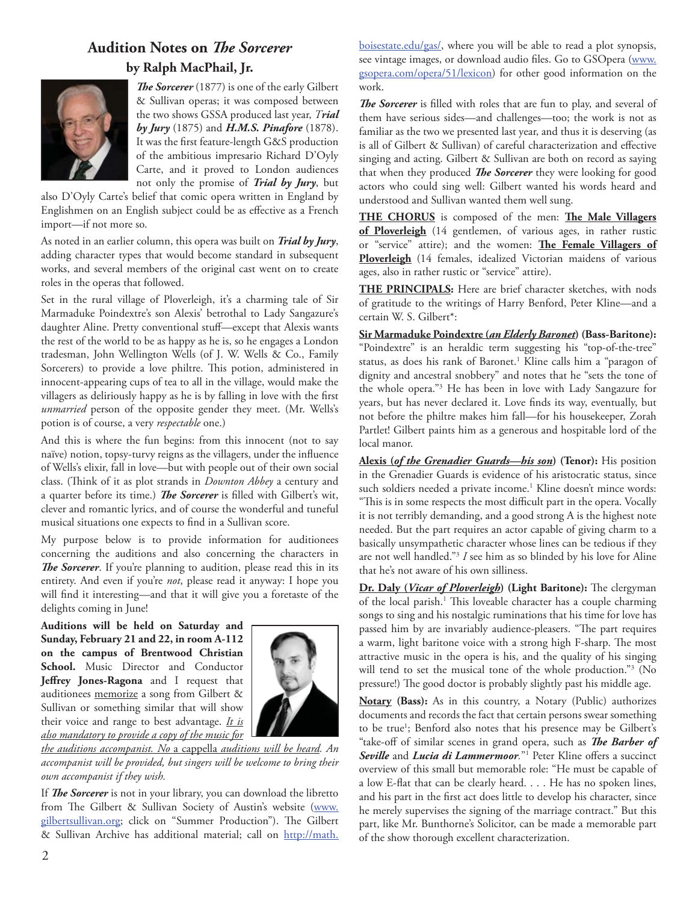## Audition Notes on *The Sorcerer*

### by Ralph MacPhail, Jr.

***The Sorcerer*** (1877) is one of the early Gilbert & Sullivan operas; it was composed between the two shows GSSA produced last year, ***Trial by Jury*** (1875) and ***H.M.S. Pinafore*** (1878). It was the first feature-length G&S production of the ambitious impresario Richard D'Oyly Carte, and it proved to London audiences not only the promise of ***Trial by Jury***, but also D'Oyly Carte's belief that comic opera written in England by Englishmen on an English subject could be as effective as a French import—if not more so.

As noted in an earlier column, this opera was built on ***Trial by Jury***, adding character types that would become standard in subsequent works, and several members of the original cast went on to create roles in the operas that followed.

Set in the rural village of Ploverleigh, it's a charming tale of Sir Marmaduke Poindextre's son Alexis' betrothal to Lady Sangazure's daughter Aline. Pretty conventional stuff—except that Alexis wants the rest of the world to be as happy as he is, so he engages a London tradesman, John Wellington Wells (of J. W. Wells & Co., Family Sorcerers) to provide a love philtre. This potion, administered in innocent-appearing cups of tea to all in the village, would make the villagers as deliriously happy as he is by falling in love with the first *unmarried* person of the opposite gender they meet. (Mr. Wells's potion is of course, a very *respectable* one.)

And this is where the fun begins: from this innocent (not to say naïve) notion, topsy-turvy reigns as the villagers, under the influence of Wells's elixir, fall in love—but with people out of their own social class. (Think of it as plot strands in *Downton Abbey* a century and a quarter before its time.) ***The Sorcerer*** is filled with Gilbert's wit, clever and romantic lyrics, and of course the wonderful and tuneful musical situations one expects to find in a Sullivan score.

My purpose below is to provide information for auditionees concerning the auditions and also concerning the characters in ***The Sorcerer***. If you're planning to audition, please read this in its entirety. And even if you're *not*, please read it anyway: I hope you will find it interesting—and that it will give you a foretaste of the delights coming in June!

**Auditions will be held on Saturday and Sunday, February 21 and 22, in room A-112 on the campus of Brentwood Christian School.** Music Director and Conductor **Jeffrey Jones-Ragona** and I request that auditionees memorize a song from Gilbert & Sullivan or something similar that will show their voice and range to best advantage. *It is also mandatory to provide a copy of the music for the auditions accompanist. No* a cappella *auditions will be heard. An accompanist will be provided, but singers will be welcome to bring their own accompanist if they wish.*

If ***The Sorcerer*** is not in your library, you can download the libretto from The Gilbert & Sullivan Society of Austin's website (www.gilbertsullivan.org; click on "Summer Production"). The Gilbert & Sullivan Archive has additional material; call on http://math.boisestate.edu/gas/, where you will be able to read a plot synopsis, see vintage images, or download audio files. Go to GSOpera (www.gsopera.com/opera/51/lexicon) for other good information on the work.

***The Sorcerer*** is filled with roles that are fun to play, and several of them have serious sides—and challenges—too; the work is not as familiar as the two we presented last year, and thus it is deserving (as is all of Gilbert & Sullivan) of careful characterization and effective singing and acting. Gilbert & Sullivan are both on record as saying that when they produced ***The Sorcerer*** they were looking for good actors who could sing well: Gilbert wanted his words heard and understood and Sullivan wanted them well sung.

**THE CHORUS** is composed of the men: **The Male Villagers of Ploverleigh** (14 gentlemen, of various ages, in rather rustic or "service" attire); and the women: **The Female Villagers of Ploverleigh** (14 females, idealized Victorian maidens of various ages, also in rather rustic or "service" attire).

**THE PRINCIPALS:** Here are brief character sketches, with nods of gratitude to the writings of Harry Benford, Peter Kline—and a certain W. S. Gilbert*:

**Sir Marmaduke Poindextre (*an Elderly Baronet*) (Bass-Baritone):** "Poindextre" is an heraldic term suggesting his "top-of-the-tree" status, as does his rank of Baronet.[1] Kline calls him a "paragon of dignity and ancestral snobbery" and notes that he "sets the tone of the whole opera."[3] He has been in love with Lady Sangazure for years, but has never declared it. Love finds its way, eventually, but not before the philtre makes him fall—for his housekeeper, Zorah Partlet! Gilbert paints him as a generous and hospitable lord of the local manor.

**Alexis (*of the Grenadier Guards—his son*) (Tenor):** His position in the Grenadier Guards is evidence of his aristocratic status, since such soldiers needed a private income.[1] Kline doesn't mince words: "This is in some respects the most difficult part in the opera. Vocally it is not terribly demanding, and a good strong A is the highest note needed. But the part requires an actor capable of giving charm to a basically unsympathetic character whose lines can be tedious if they are not well handled."[3] *I* see him as so blinded by his love for Aline that he's not aware of his own silliness.

**Dr. Daly (*Vicar of Ploverleigh*) (Light Baritone):** The clergyman of the local parish.[1] This loveable character has a couple charming songs to sing and his nostalgic ruminations that his time for love has passed him by are invariably audience-pleasers. "The part requires a warm, light baritone voice with a strong high F-sharp. The most attractive music in the opera is his, and the quality of his singing will tend to set the musical tone of the whole production."[3] (No pressure!) The good doctor is probably slightly past his middle age.

**Notary (Bass):** As in this country, a Notary (Public) authorizes documents and records the fact that certain persons swear something to be true[1]; Benford also notes that his presence may be Gilbert's "take-off of similar scenes in grand opera, such as ***The Barber of Seville*** and ***Lucia di Lammermoor***."[1] Peter Kline offers a succinct overview of this small but memorable role: "He must be capable of a low E-flat that can be clearly heard. . . . He has no spoken lines, and his part in the first act does little to develop his character, since he merely supervises the signing of the marriage contract." But this part, like Mr. Bunthorne's Solicitor, can be made a memorable part of the show thorough excellent characterization.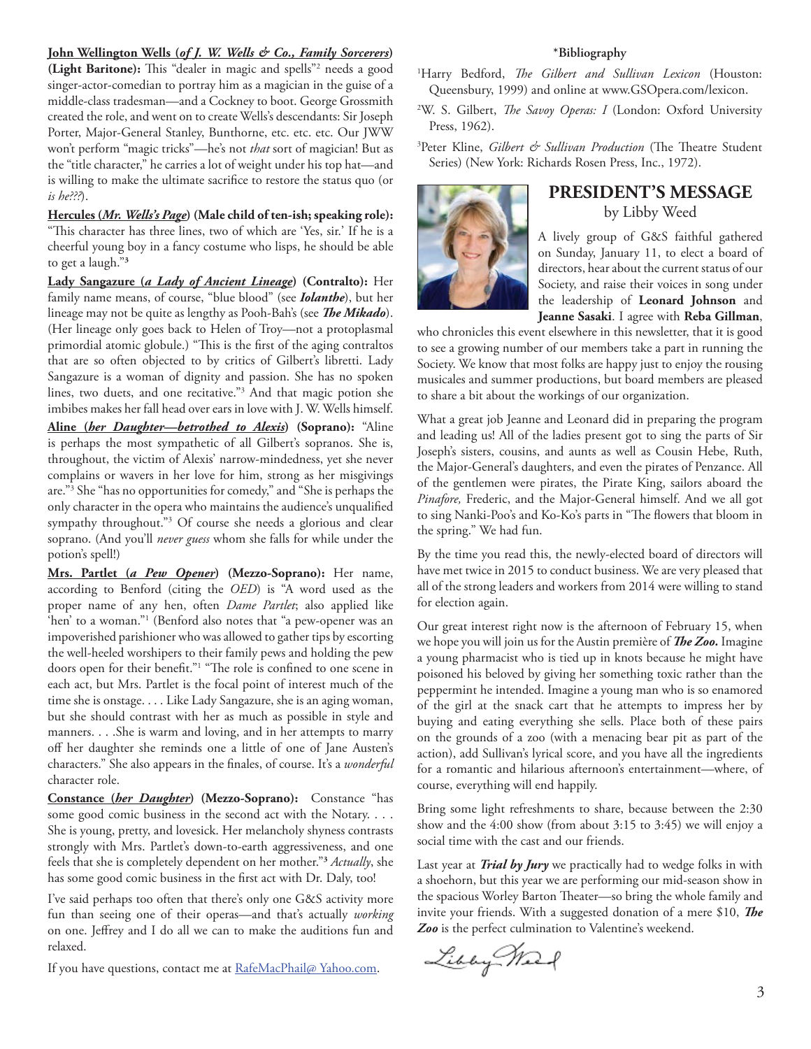**John Wellington Wells (*of J. W. Wells & Co., Family Sorcerers*) (Light Baritone):** This "dealer in magic and spells"[2] needs a good singer-actor-comedian to portray him as a magician in the guise of a middle-class tradesman—and a Cockney to boot. George Grossmith created the role, and went on to create Wells's descendants: Sir Joseph Porter, Major-General Stanley, Bunthorne, etc. etc. etc. Our JWW won't perform "magic tricks"—he's not *that* sort of magician! But as the "title character," he carries a lot of weight under his top hat—and is willing to make the ultimate sacrifice to restore the status quo (or *is he???*).

**Hercules (*Mr. Wells's Page*) (Male child of ten-ish; speaking role):** "This character has three lines, two of which are 'Yes, sir.' If he is a cheerful young boy in a fancy costume who lisps, he should be able to get a laugh."[3]

**Lady Sangazure (*a Lady of Ancient Lineage*) (Contralto):** Her family name means, of course, "blue blood" (see ***Iolanthe***), but her lineage may not be quite as lengthy as Pooh-Bah's (see ***The Mikado***). (Her lineage only goes back to Helen of Troy—not a protoplasmal primordial atomic globule.) "This is the first of the aging contraltos that are so often objected to by critics of Gilbert's libretti. Lady Sangazure is a woman of dignity and passion. She has no spoken lines, two duets, and one recitative."[3] And that magic potion she imbibes makes her fall head over ears in love with J. W. Wells himself.

**Aline (*her Daughter—betrothed to Alexis*) (Soprano):** "Aline is perhaps the most sympathetic of all Gilbert's sopranos. She is, throughout, the victim of Alexis' narrow-mindedness, yet she never complains or wavers in her love for him, strong as her misgivings are."[3] She "has no opportunities for comedy," and "She is perhaps the only character in the opera who maintains the audience's unqualified sympathy throughout."[3] Of course she needs a glorious and clear soprano. (And you'll *never guess* whom she falls for while under the potion's spell!)

**Mrs. Partlet (*a Pew Opener*) (Mezzo-Soprano):** Her name, according to Benford (citing the *OED*) is "A word used as the proper name of any hen, often *Dame Partlet*; also applied like 'hen' to a woman."[1] (Benford also notes that "a pew-opener was an impoverished parishioner who was allowed to gather tips by escorting the well-heeled worshipers to their family pews and holding the pew doors open for their benefit."[1] "The role is confined to one scene in each act, but Mrs. Partlet is the focal point of interest much of the time she is onstage. . . . Like Lady Sangazure, she is an aging woman, but she should contrast with her as much as possible in style and manners. . . .She is warm and loving, and in her attempts to marry off her daughter she reminds one a little of one of Jane Austen's characters." She also appears in the finales, of course. It's a *wonderful* character role.

**Constance (*her Daughter*) (Mezzo-Soprano):** Constance "has some good comic business in the second act with the Notary. . . . She is young, pretty, and lovesick. Her melancholy shyness contrasts strongly with Mrs. Partlet's down-to-earth aggressiveness, and one feels that she is completely dependent on her mother."[3] *Actually*, she has some good comic business in the first act with Dr. Daly, too!

I've said perhaps too often that there's only one G&S activity more fun than seeing one of their operas—and that's actually *working* on one. Jeffrey and I do all we can to make the auditions fun and relaxed.

If you have questions, contact me at RafeMacPhail@ Yahoo.com.

**\*Bibliography**

[1]Harry Bedford, *The Gilbert and Sullivan Lexicon* (Houston: Queensbury, 1999) and online at www.GSOpera.com/lexicon.

[2]W. S. Gilbert, *The Savoy Operas: I* (London: Oxford University Press, 1962).

[3]Peter Kline, *Gilbert & Sullivan Production* (The Theatre Student Series) (New York: Richards Rosen Press, Inc., 1972).

## PRESIDENT'S MESSAGE

by Libby Weed

A lively group of G&S faithful gathered on Sunday, January 11, to elect a board of directors, hear about the current status of our Society, and raise their voices in song under the leadership of **Leonard Johnson** and **Jeanne Sasaki**. I agree with **Reba Gillman**, who chronicles this event elsewhere in this newsletter, that it is good to see a growing number of our members take a part in running the Society. We know that most folks are happy just to enjoy the rousing musicales and summer productions, but board members are pleased to share a bit about the workings of our organization.

What a great job Jeanne and Leonard did in preparing the program and leading us! All of the ladies present got to sing the parts of Sir Joseph's sisters, cousins, and aunts as well as Cousin Hebe, Ruth, the Major-General's daughters, and even the pirates of Penzance. All of the gentlemen were pirates, the Pirate King, sailors aboard the *Pinafore,* Frederic, and the Major-General himself. And we all got to sing Nanki-Poo's and Ko-Ko's parts in "The flowers that bloom in the spring." We had fun.

By the time you read this, the newly-elected board of directors will have met twice in 2015 to conduct business. We are very pleased that all of the strong leaders and workers from 2014 were willing to stand for election again.

Our great interest right now is the afternoon of February 15, when we hope you will join us for the Austin première of ***The Zoo.*** Imagine a young pharmacist who is tied up in knots because he might have poisoned his beloved by giving her something toxic rather than the peppermint he intended. Imagine a young man who is so enamored of the girl at the snack cart that he attempts to impress her by buying and eating everything she sells. Place both of these pairs on the grounds of a zoo (with a menacing bear pit as part of the action), add Sullivan's lyrical score, and you have all the ingredients for a romantic and hilarious afternoon's entertainment—where, of course, everything will end happily.

Bring some light refreshments to share, because between the 2:30 show and the 4:00 show (from about 3:15 to 3:45) we will enjoy a social time with the cast and our friends.

Last year at ***Trial by Jury*** we practically had to wedge folks in with a shoehorn, but this year we are performing our mid-season show in the spacious Worley Barton Theater—so bring the whole family and invite your friends. With a suggested donation of a mere $10, ***The Zoo*** is the perfect culmination to Valentine's weekend.

Libby Weed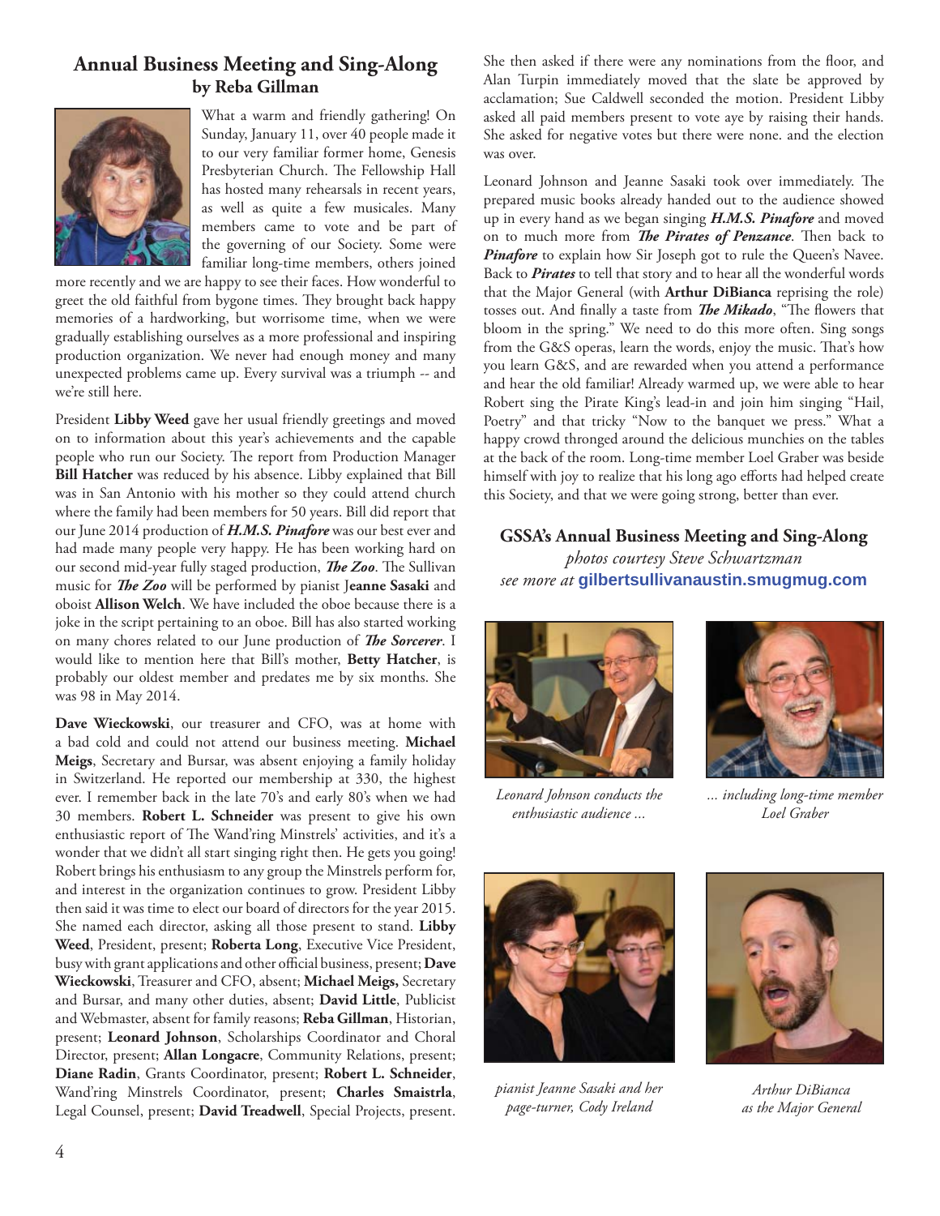## Annual Business Meeting and Sing-Along
### by Reba Gillman

What a warm and friendly gathering! On Sunday, January 11, over 40 people made it to our very familiar former home, Genesis Presbyterian Church. The Fellowship Hall has hosted many rehearsals in recent years, as well as quite a few musicales. Many members came to vote and be part of the governing of our Society. Some were familiar long-time members, others joined more recently and we are happy to see their faces. How wonderful to greet the old faithful from bygone times. They brought back happy memories of a hardworking, but worrisome time, when we were gradually establishing ourselves as a more professional and inspiring production organization. We never had enough money and many unexpected problems came up. Every survival was a triumph -- and we're still here.

President **Libby Weed** gave her usual friendly greetings and moved on to information about this year's achievements and the capable people who run our Society. The report from Production Manager **Bill Hatcher** was reduced by his absence. Libby explained that Bill was in San Antonio with his mother so they could attend church where the family had been members for 50 years. Bill did report that our June 2014 production of ***H.M.S. Pinafore*** was our best ever and had made many people very happy. He has been working hard on our second mid-year fully staged production, ***The Zoo***. The Sullivan music for ***The Zoo*** will be performed by pianist **Jeanne Sasaki** and oboist **Allison Welch**. We have included the oboe because there is a joke in the script pertaining to an oboe. Bill has also started working on many chores related to our June production of ***The Sorcerer***. I would like to mention here that Bill's mother, **Betty Hatcher**, is probably our oldest member and predates me by six months. She was 98 in May 2014.

**Dave Wieckowski**, our treasurer and CFO, was at home with a bad cold and could not attend our business meeting. **Michael Meigs**, Secretary and Bursar, was absent enjoying a family holiday in Switzerland. He reported our membership at 330, the highest ever. I remember back in the late 70's and early 80's when we had 30 members. **Robert L. Schneider** was present to give his own enthusiastic report of The Wand'ring Minstrels' activities, and it's a wonder that we didn't all start singing right then. He gets you going! Robert brings his enthusiasm to any group the Minstrels perform for, and interest in the organization continues to grow. President Libby then said it was time to elect our board of directors for the year 2015. She named each director, asking all those present to stand. **Libby Weed**, President, present; **Roberta Long**, Executive Vice President, busy with grant applications and other official business, present; **Dave Wieckowski**, Treasurer and CFO, absent; **Michael Meigs,** Secretary and Bursar, and many other duties, absent; **David Little**, Publicist and Webmaster, absent for family reasons; **Reba Gillman**, Historian, present; **Leonard Johnson**, Scholarships Coordinator and Choral Director, present; **Allan Longacre**, Community Relations, present; **Diane Radin**, Grants Coordinator, present; **Robert L. Schneider**, Wand'ring Minstrels Coordinator, present; **Charles Smaistrla**, Legal Counsel, present; **David Treadwell**, Special Projects, present.

She then asked if there were any nominations from the floor, and Alan Turpin immediately moved that the slate be approved by acclamation; Sue Caldwell seconded the motion. President Libby asked all paid members present to vote aye by raising their hands. She asked for negative votes but there were none. and the election was over.

Leonard Johnson and Jeanne Sasaki took over immediately. The prepared music books already handed out to the audience showed up in every hand as we began singing ***H.M.S. Pinafore*** and moved on to much more from ***The Pirates of Penzance***. Then back to ***Pinafore*** to explain how Sir Joseph got to rule the Queen's Navee. Back to ***Pirates*** to tell that story and to hear all the wonderful words that the Major General (with **Arthur DiBianca** reprising the role) tosses out. And finally a taste from ***The Mikado***, "The flowers that bloom in the spring." We need to do this more often. Sing songs from the G&S operas, learn the words, enjoy the music. That's how you learn G&S, and are rewarded when you attend a performance and hear the old familiar! Already warmed up, we were able to hear Robert sing the Pirate King's lead-in and join him singing "Hail, Poetry" and that tricky "Now to the banquet we press." What a happy crowd thronged around the delicious munchies on the tables at the back of the room. Long-time member Loel Graber was beside himself with joy to realize that his long ago efforts had helped create this Society, and that we were going strong, better than ever.

**GSSA's Annual Business Meeting and Sing-Along**

*photos courtesy Steve Schwartzman*

*see more at* **gilbertsullivanaustin.smugmug.com**

*Leonard Johnson conducts the enthusiastic audience ...*

*... including long-time member Loel Graber*

*pianist Jeanne Sasaki and her page-turner, Cody Ireland*

*Arthur DiBianca as the Major General*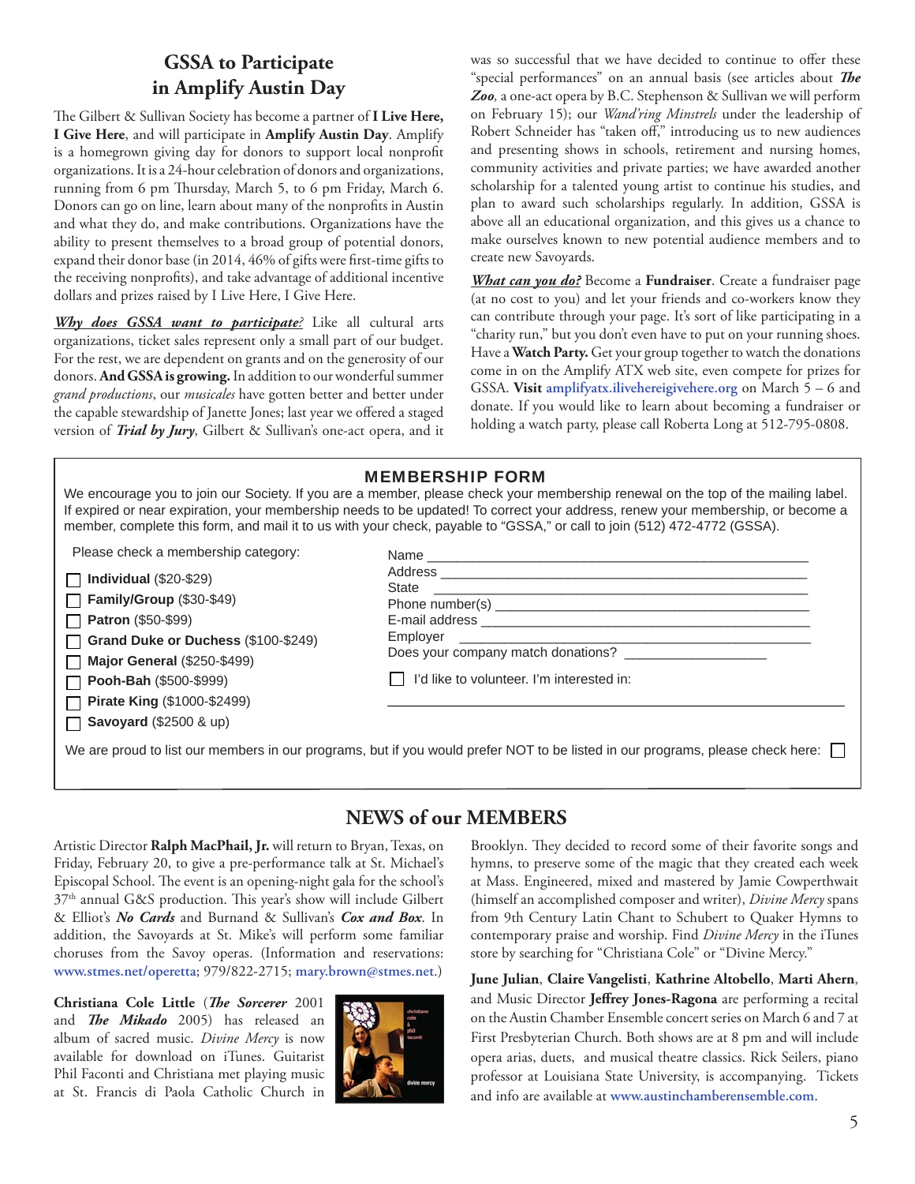## GSSA to Participate in Amplify Austin Day

The Gilbert & Sullivan Society has become a partner of **I Live Here, I Give Here**, and will participate in **Amplify Austin Day**. Amplify is a homegrown giving day for donors to support local nonprofit organizations. It is a 24-hour celebration of donors and organizations, running from 6 pm Thursday, March 5, to 6 pm Friday, March 6. Donors can go on line, learn about many of the nonprofits in Austin and what they do, and make contributions. Organizations have the ability to present themselves to a broad group of potential donors, expand their donor base (in 2014, 46% of gifts were first-time gifts to the receiving nonprofits), and take advantage of additional incentive dollars and prizes raised by I Live Here, I Give Here.

***Why does GSSA want to participate?*** Like all cultural arts organizations, ticket sales represent only a small part of our budget. For the rest, we are dependent on grants and on the generosity of our donors. **And GSSA is growing.** In addition to our wonderful summer *grand productions*, our *musicales* have gotten better and better under the capable stewardship of Janette Jones; last year we offered a staged version of ***Trial by Jury***, Gilbert & Sullivan's one-act opera, and it was so successful that we have decided to continue to offer these "special performances" on an annual basis (see articles about ***The Zoo***, a one-act opera by B.C. Stephenson & Sullivan we will perform on February 15); our *Wand'ring Minstrels* under the leadership of Robert Schneider has "taken off," introducing us to new audiences and presenting shows in schools, retirement and nursing homes, community activities and private parties; we have awarded another scholarship for a talented young artist to continue his studies, and plan to award such scholarships regularly. In addition, GSSA is above all an educational organization, and this gives us a chance to make ourselves known to new potential audience members and to create new Savoyards.

***What can you do?*** Become a **Fundraiser**. Create a fundraiser page (at no cost to you) and let your friends and co-workers know they can contribute through your page. It's sort of like participating in a "charity run," but you don't even have to put on your running shoes. Have a **Watch Party.** Get your group together to watch the donations come in on the Amplify ATX web site, even compete for prizes for GSSA. **Visit** amplifyatx.ilivehereigivehere.org on March 5 – 6 and donate. If you would like to learn about becoming a fundraiser or holding a watch party, please call Roberta Long at 512-795-0808.

---

### MEMBERSHIP FORM

We encourage you to join our Society. If you are a member, please check your membership renewal on the top of the mailing label. If expired or near expiration, your membership needs to be updated! To correct your address, renew your membership, or become a member, complete this form, and mail it to us with your check, payable to "GSSA," or call to join (512) 472-4772 (GSSA).

Please check a membership category:

- ☐ **Individual** ($20-$29)
- ☐ **Family/Group** ($30-$49)
- ☐ **Patron** ($50-$99)
- ☐ **Grand Duke or Duchess** ($100-$249)
- ☐ **Major General** ($250-$499)
- ☐ **Pooh-Bah** ($500-$999)
- ☐ **Pirate King** ($1000-$2499)
- ☐ **Savoyard** ($2500 & up)

Name ______________________________

Address ______________________________

State ______________________________

Phone number(s) ______________________________

E-mail address ______________________________

Employer ______________________________

Does your company match donations? ____________

☐ I'd like to volunteer. I'm interested in:

______________________________

We are proud to list our members in our programs, but if you would prefer NOT to be listed in our programs, please check here: ☐

---

## NEWS of our MEMBERS

Artistic Director **Ralph MacPhail, Jr.** will return to Bryan, Texas, on Friday, February 20, to give a pre-performance talk at St. Michael's Episcopal School. The event is an opening-night gala for the school's 37th annual G&S production. This year's show will include Gilbert & Elliot's ***No Cards*** and Burnand & Sullivan's ***Cox and Box***. In addition, the Savoyards at St. Mike's will perform some familiar choruses from the Savoy operas. (Information and reservations: www.stmes.net/operetta; 979/822-2715; mary.brown@stmes.net.)

**Christiana Cole Little** (***The Sorcerer*** 2001 and ***The Mikado*** 2005) has released an album of sacred music. *Divine Mercy* is now available for download on iTunes. Guitarist Phil Faconti and Christiana met playing music at St. Francis di Paola Catholic Church in Brooklyn. They decided to record some of their favorite songs and hymns, to preserve some of the magic that they created each week at Mass. Engineered, mixed and mastered by Jamie Cowperthwait (himself an accomplished composer and writer), *Divine Mercy* spans from 9th Century Latin Chant to Schubert to Quaker Hymns to contemporary praise and worship. Find *Divine Mercy* in the iTunes store by searching for "Christiana Cole" or "Divine Mercy."

**June Julian**, **Claire Vangelisti**, **Kathrine Altobello**, **Marti Ahern**, and Music Director **Jeffrey Jones-Ragona** are performing a recital on the Austin Chamber Ensemble concert series on March 6 and 7 at First Presbyterian Church. Both shows are at 8 pm and will include opera arias, duets, and musical theatre classics. Rick Seilers, piano professor at Louisiana State University, is accompanying. Tickets and info are available at www.austinchamberensemble.com.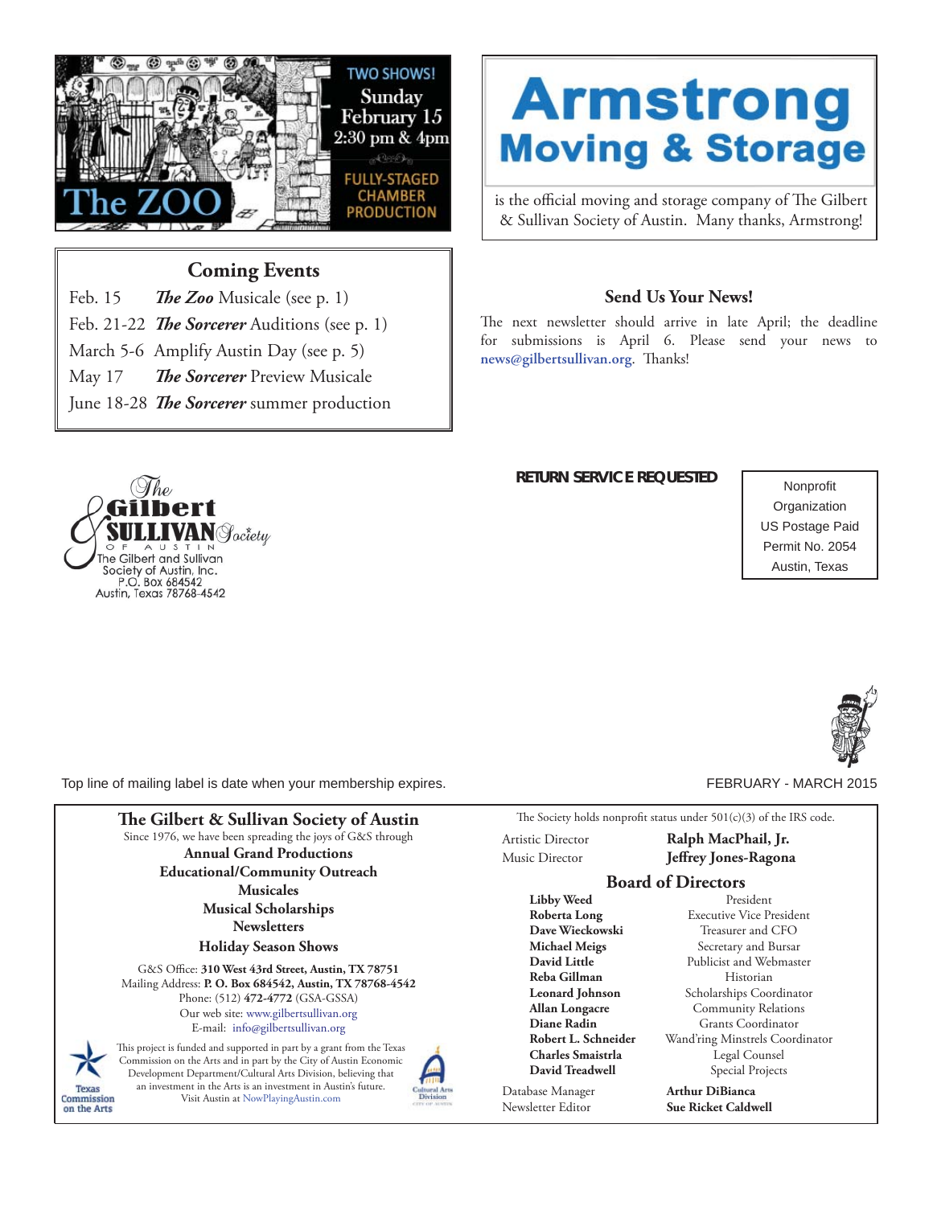The ZOO

TWO SHOWS!
Sunday February 15
2:30 pm & 4pm

FULLY-STAGED CHAMBER PRODUCTION

**Armstrong Moving & Storage**

is the official moving and storage company of The Gilbert & Sullivan Society of Austin. Many thanks, Armstrong!

## Coming Events

| | |
|---|---|
| Feb. 15 | ***The Zoo*** Musicale (see p. 1) |
| Feb. 21-22 | ***The Sorcerer*** Auditions (see p. 1) |
| March 5-6 | Amplify Austin Day (see p. 5) |
| May 17 | ***The Sorcerer*** Preview Musicale |
| June 18-28 | ***The Sorcerer*** summer production |

## Send Us Your News!

The next newsletter should arrive in late April; the deadline for submissions is April 6. Please send your news to **news@gilbertsullivan.org**. Thanks!

The Gilbert & Sullivan Society of Austin

The Gilbert and Sullivan Society of Austin, Inc.
P.O. Box 684542
Austin, Texas 78768-4542

**RETURN SERVICE REQUESTED**

Nonprofit Organization
US Postage Paid
Permit No. 2054
Austin, Texas

Top line of mailing label is date when your membership expires.

FEBRUARY - MARCH 2015

## The Gilbert & Sullivan Society of Austin

Since 1976, we have been spreading the joys of G&S through

**Annual Grand Productions**
**Educational/Community Outreach**
**Musicales**
**Musical Scholarships**
**Newsletters**
**Holiday Season Shows**

G&S Office: **310 West 43rd Street, Austin, TX 78751**
Mailing Address: **P. O. Box 684542, Austin, TX 78768-4542**
Phone: (512) **472-4772** (GSA-GSSA)
Our web site: www.gilbertsullivan.org
E-mail: info@gilbertsullivan.org

This project is funded and supported in part by a grant from the Texas Commission on the Arts and in part by the City of Austin Economic Development Department/Cultural Arts Division, believing that an investment in the Arts is an investment in Austin's future. Visit Austin at NowPlayingAustin.com

Texas Commission on the Arts

Cultural Arts Division

The Society holds nonprofit status under 501(c)(3) of the IRS code.

| | |
|---|---|
| Artistic Director | **Ralph MacPhail, Jr.** |
| Music Director | **Jeffrey Jones-Ragona** |

### Board of Directors

| | |
|---|---|
| **Libby Weed** | President |
| **Roberta Long** | Executive Vice President |
| **Dave Wieckowski** | Treasurer and CFO |
| **Michael Meigs** | Secretary and Bursar |
| **David Little** | Publicist and Webmaster |
| **Reba Gillman** | Historian |
| **Leonard Johnson** | Scholarships Coordinator |
| **Allan Longacre** | Community Relations |
| **Diane Radin** | Grants Coordinator |
| **Robert L. Schneider** | Wand'ring Minstrels Coordinator |
| **Charles Smaistrla** | Legal Counsel |
| **David Treadwell** | Special Projects |

| | |
|---|---|
| Database Manager | **Arthur DiBianca** |
| Newsletter Editor | **Sue Ricket Caldwell** |